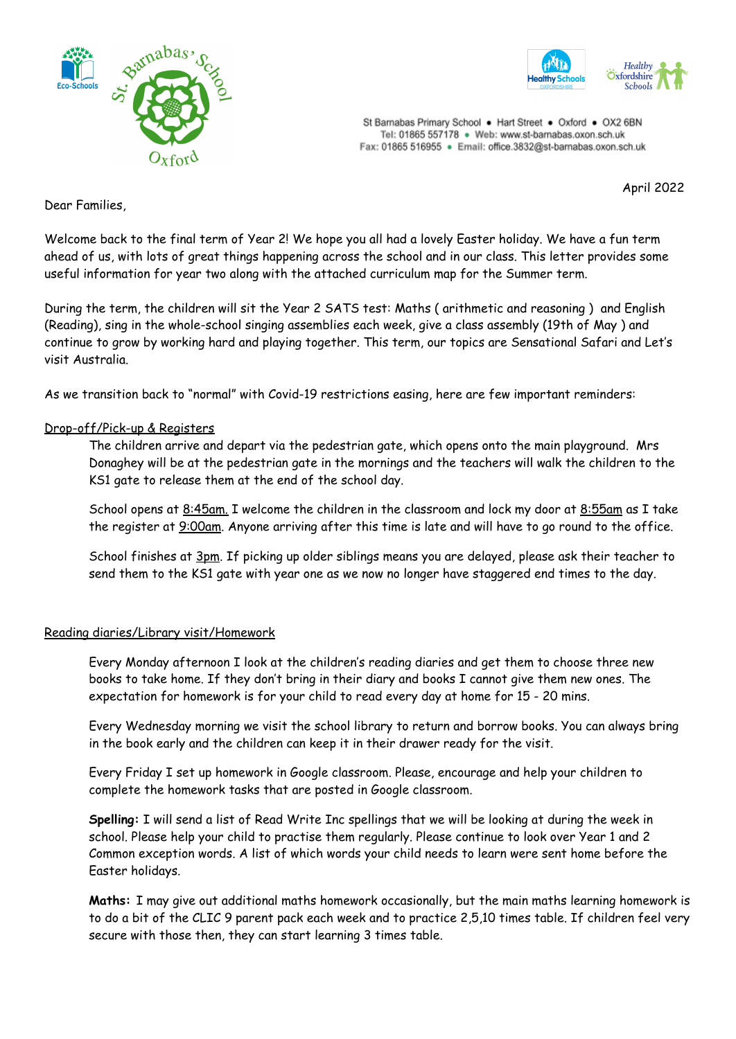St Barnabas Primary School • Hart Street • Oxford • OX2 6BN
Tel: 01865 557178 • Web: www.st-barnabas.oxon.sch.uk
Fax: 01865 516955 • Email: office.3832@st-barnabas.oxon.sch.uk

April 2022

Dear Families,

Welcome back to the final term of Year 2! We hope you all had a lovely Easter holiday. We have a fun term ahead of us, with lots of great things happening across the school and in our class. This letter provides some useful information for year two along with the attached curriculum map for the Summer term.

During the term, the children will sit the Year 2 SATS test: Maths ( arithmetic and reasoning ) and English (Reading), sing in the whole-school singing assemblies each week, give a class assembly (19th of May ) and continue to grow by working hard and playing together. This term, our topics are Sensational Safari and Let's visit Australia.

As we transition back to "normal" with Covid-19 restrictions easing, here are few important reminders:

<u>Drop-off/Pick-up & Registers</u>

The children arrive and depart via the pedestrian gate, which opens onto the main playground. Mrs Donaghey will be at the pedestrian gate in the mornings and the teachers will walk the children to the KS1 gate to release them at the end of the school day.

School opens at <u>8:45am.</u> I welcome the children in the classroom and lock my door at <u>8:55am</u> as I take the register at <u>9:00am</u>. Anyone arriving after this time is late and will have to go round to the office.

School finishes at <u>3pm</u>. If picking up older siblings means you are delayed, please ask their teacher to send them to the KS1 gate with year one as we now no longer have staggered end times to the day.

<u>Reading diaries/Library visit/Homework</u>

Every Monday afternoon I look at the children's reading diaries and get them to choose three new books to take home. If they don't bring in their diary and books I cannot give them new ones. The expectation for homework is for your child to read every day at home for 15 - 20 mins.

Every Wednesday morning we visit the school library to return and borrow books. You can always bring in the book early and the children can keep it in their drawer ready for the visit.

Every Friday I set up homework in Google classroom. Please, encourage and help your children to complete the homework tasks that are posted in Google classroom.

**Spelling:** I will send a list of Read Write Inc spellings that we will be looking at during the week in school. Please help your child to practise them regularly. Please continue to look over Year 1 and 2 Common exception words. A list of which words your child needs to learn were sent home before the Easter holidays.

**Maths:** I may give out additional maths homework occasionally, but the main maths learning homework is to do a bit of the CLIC 9 parent pack each week and to practice 2,5,10 times table. If children feel very secure with those then, they can start learning 3 times table.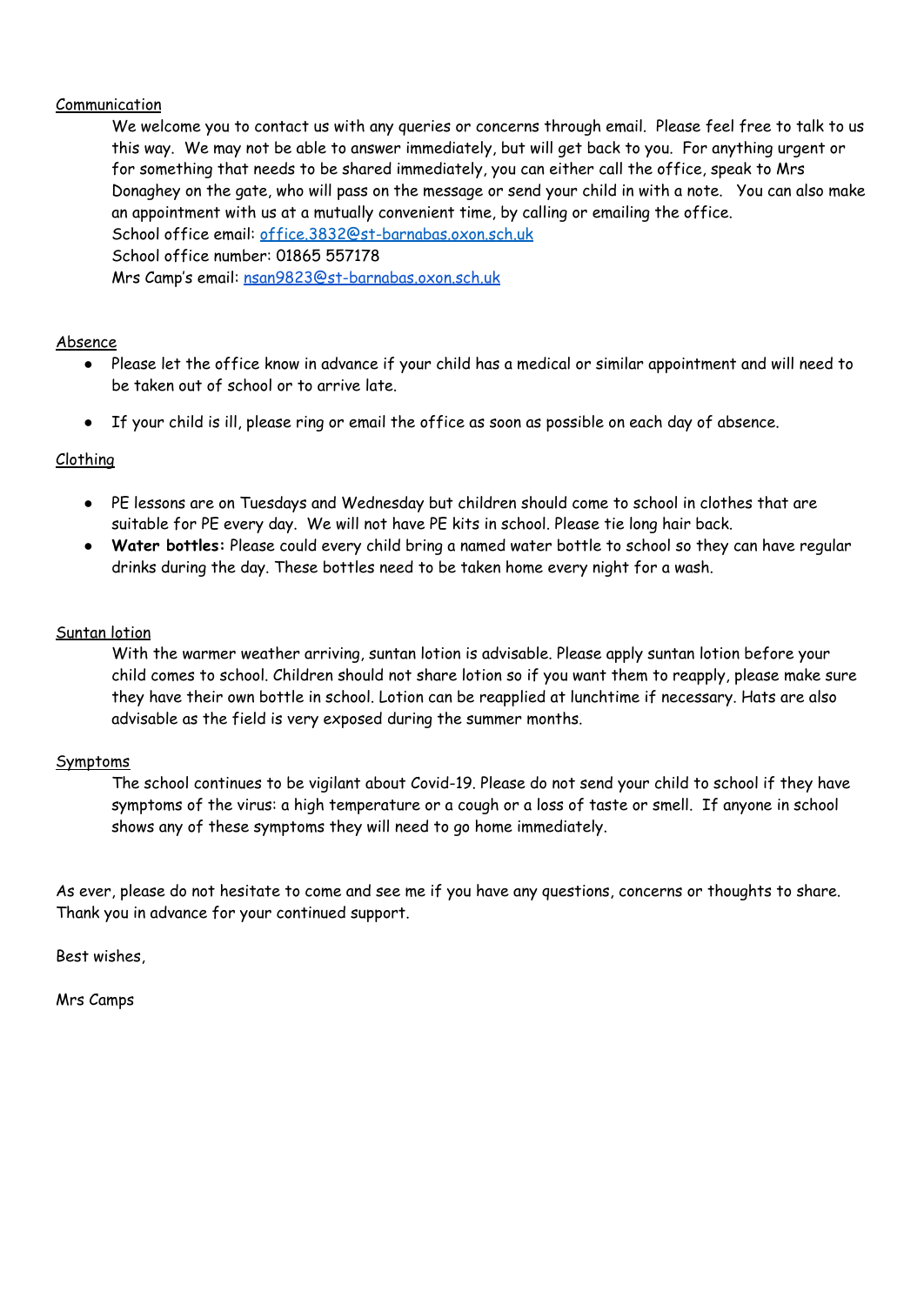Communication

We welcome you to contact us with any queries or concerns through email. Please feel free to talk to us this way. We may not be able to answer immediately, but will get back to you. For anything urgent or for something that needs to be shared immediately, you can either call the office, speak to Mrs Donaghey on the gate, who will pass on the message or send your child in with a note. You can also make an appointment with us at a mutually convenient time, by calling or emailing the office.
School office email: office.3832@st-barnabas.oxon.sch.uk
School office number: 01865 557178
Mrs Camp's email: nsan9823@st-barnabas.oxon.sch.uk

Absence

- Please let the office know in advance if your child has a medical or similar appointment and will need to be taken out of school or to arrive late.
- If your child is ill, please ring or email the office as soon as possible on each day of absence.

Clothing

- PE lessons are on Tuesdays and Wednesday but children should come to school in clothes that are suitable for PE every day. We will not have PE kits in school. Please tie long hair back.
- **Water bottles:** Please could every child bring a named water bottle to school so they can have regular drinks during the day. These bottles need to be taken home every night for a wash.

Suntan lotion

With the warmer weather arriving, suntan lotion is advisable. Please apply suntan lotion before your child comes to school. Children should not share lotion so if you want them to reapply, please make sure they have their own bottle in school. Lotion can be reapplied at lunchtime if necessary. Hats are also advisable as the field is very exposed during the summer months.

Symptoms

The school continues to be vigilant about Covid-19. Please do not send your child to school if they have symptoms of the virus: a high temperature or a cough or a loss of taste or smell. If anyone in school shows any of these symptoms they will need to go home immediately.

As ever, please do not hesitate to come and see me if you have any questions, concerns or thoughts to share. Thank you in advance for your continued support.

Best wishes,

Mrs Camps